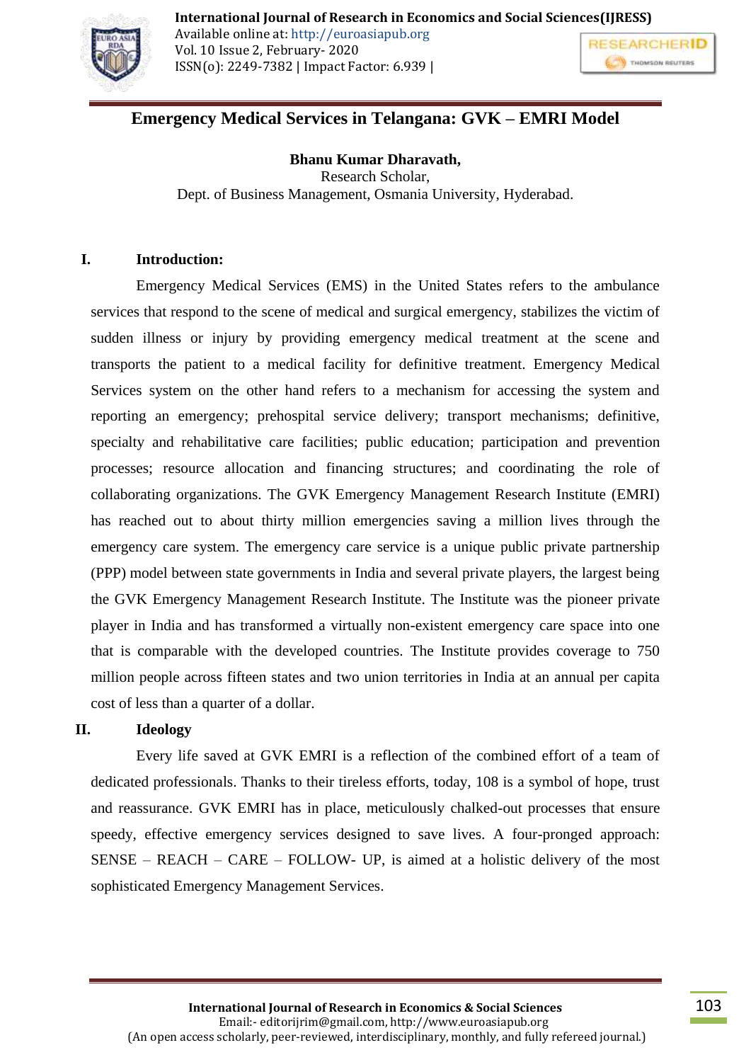# Emergency Medical Services in Telangana: GVK – EMRI Model

**Bhanu Kumar Dharavath,**
Research Scholar,
Dept. of Business Management, Osmania University, Hyderabad.

## I. Introduction:

Emergency Medical Services (EMS) in the United States refers to the ambulance services that respond to the scene of medical and surgical emergency, stabilizes the victim of sudden illness or injury by providing emergency medical treatment at the scene and transports the patient to a medical facility for definitive treatment. Emergency Medical Services system on the other hand refers to a mechanism for accessing the system and reporting an emergency; prehospital service delivery; transport mechanisms; definitive, specialty and rehabilitative care facilities; public education; participation and prevention processes; resource allocation and financing structures; and coordinating the role of collaborating organizations. The GVK Emergency Management Research Institute (EMRI) has reached out to about thirty million emergencies saving a million lives through the emergency care system. The emergency care service is a unique public private partnership (PPP) model between state governments in India and several private players, the largest being the GVK Emergency Management Research Institute. The Institute was the pioneer private player in India and has transformed a virtually non-existent emergency care space into one that is comparable with the developed countries. The Institute provides coverage to 750 million people across fifteen states and two union territories in India at an annual per capita cost of less than a quarter of a dollar.

## II. Ideology

Every life saved at GVK EMRI is a reflection of the combined effort of a team of dedicated professionals. Thanks to their tireless efforts, today, 108 is a symbol of hope, trust and reassurance. GVK EMRI has in place, meticulously chalked-out processes that ensure speedy, effective emergency services designed to save lives. A four-pronged approach: SENSE – REACH – CARE – FOLLOW- UP, is aimed at a holistic delivery of the most sophisticated Emergency Management Services.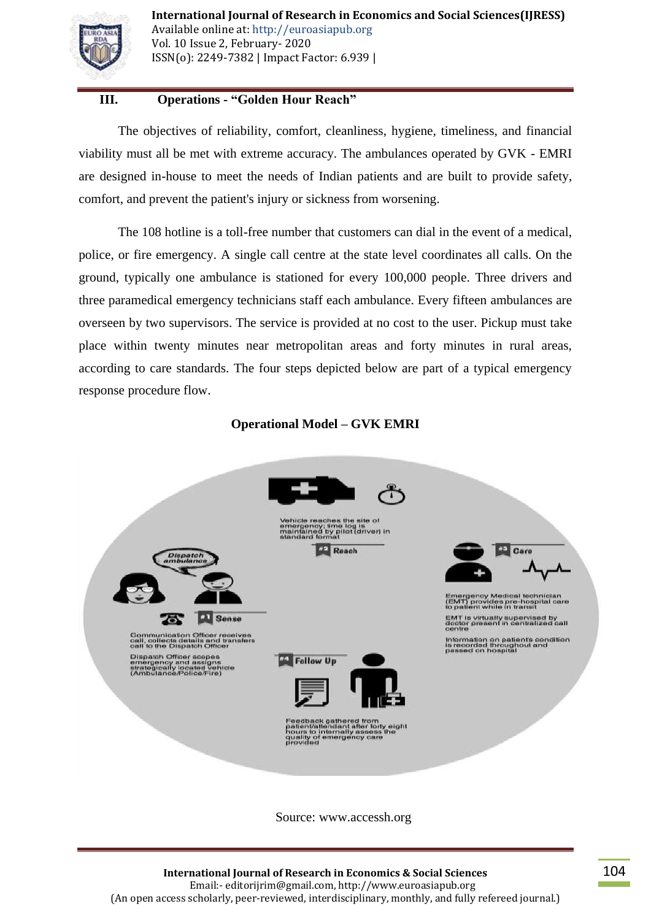## III. Operations - "Golden Hour Reach"

The objectives of reliability, comfort, cleanliness, hygiene, timeliness, and financial viability must all be met with extreme accuracy. The ambulances operated by GVK - EMRI are designed in-house to meet the needs of Indian patients and are built to provide safety, comfort, and prevent the patient's injury or sickness from worsening.

The 108 hotline is a toll-free number that customers can dial in the event of a medical, police, or fire emergency. A single call centre at the state level coordinates all calls. On the ground, typically one ambulance is stationed for every 100,000 people. Three drivers and three paramedical emergency technicians staff each ambulance. Every fifteen ambulances are overseen by two supervisors. The service is provided at no cost to the user. Pickup must take place within twenty minutes near metropolitan areas and forty minutes in rural areas, according to care standards. The four steps depicted below are part of a typical emergency response procedure flow.

**Operational Model – GVK EMRI**

**#1 Sense**

- Communication Officer receives call, collects details and transfers call to the Dispatch Officer
- Dispatch Officer scopes emergency and assigns strategically located vehicle (Ambulance/Police/Fire)

**#2 Reach**

- Vehicle reaches the site of emergency; time log is maintained by pilot (driver) in standard format

**#3 Care**

- Emergency Medical technician (EMT) provides pre-hospital care to patient while in transit
- EMT is virtually supervised by doctor present in centralized call centre
- Information on patients condition is recorded throughout and passed on hospital

**#4 Follow Up**

- Feedback gathered from patient/attendant after forty eight hours to internally assess the quality of emergency care provided

Source: www.accessh.org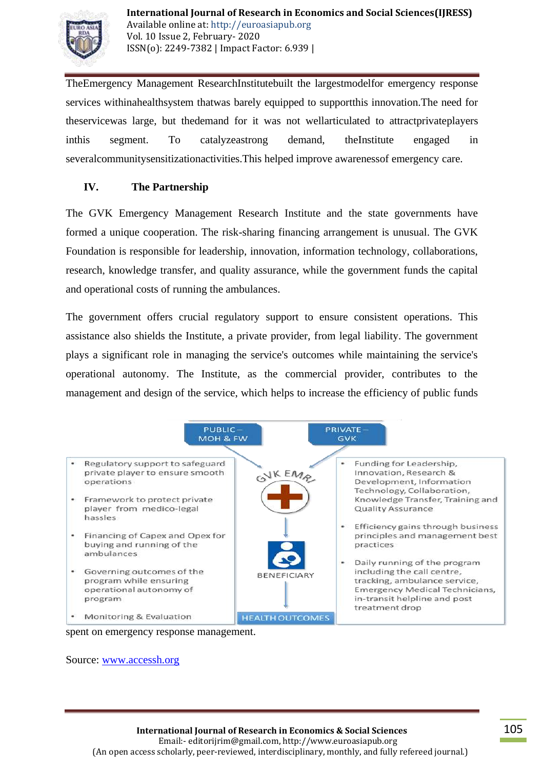TheEmergency Management ResearchInstitutebuilt the largestmodelfor emergency response services withinahealthsystem thatwas barely equipped to supportthis innovation.The need for theservicewas large, but thedemand for it was not wellarticulated to attractprivateplayers inthis segment. To catalyzeastrong demand, theInstitute engaged in severalcommunitysensitizationactivities.This helped improve awarenessof emergency care.

## IV. The Partnership

The GVK Emergency Management Research Institute and the state governments have formed a unique cooperation. The risk-sharing financing arrangement is unusual. The GVK Foundation is responsible for leadership, innovation, information technology, collaborations, research, knowledge transfer, and quality assurance, while the government funds the capital and operational costs of running the ambulances.

The government offers crucial regulatory support to ensure consistent operations. This assistance also shields the Institute, a private provider, from legal liability. The government plays a significant role in managing the service's outcomes while maintaining the service's operational autonomy. The Institute, as the commercial provider, contributes to the management and design of the service, which helps to increase the efficiency of public funds spent on emergency response management.

PUBLIC – MOH & FW

- Regulatory support to safeguard private player to ensure smooth operations
- Framework to protect private player from medico-legal hassles
- Financing of Capex and Opex for buying and running of the ambulances
- Governing outcomes of the program while ensuring operational autonomy of program
- Monitoring & Evaluation

PRIVATE – GVK

- Funding for Leadership, Innovation, Research & Development, Information Technology, Collaboration, Knowledge Transfer, Training and Quality Assurance
- Efficiency gains through business principles and management best practices
- Daily running of the program including the call centre, tracking, ambulance service, Emergency Medical Technicians, in-transit helpline and post treatment drop

GVK EMRI → BENEFICIARY → HEALTH OUTCOMES

Source: [www.accessh.org](http://www.accessh.org)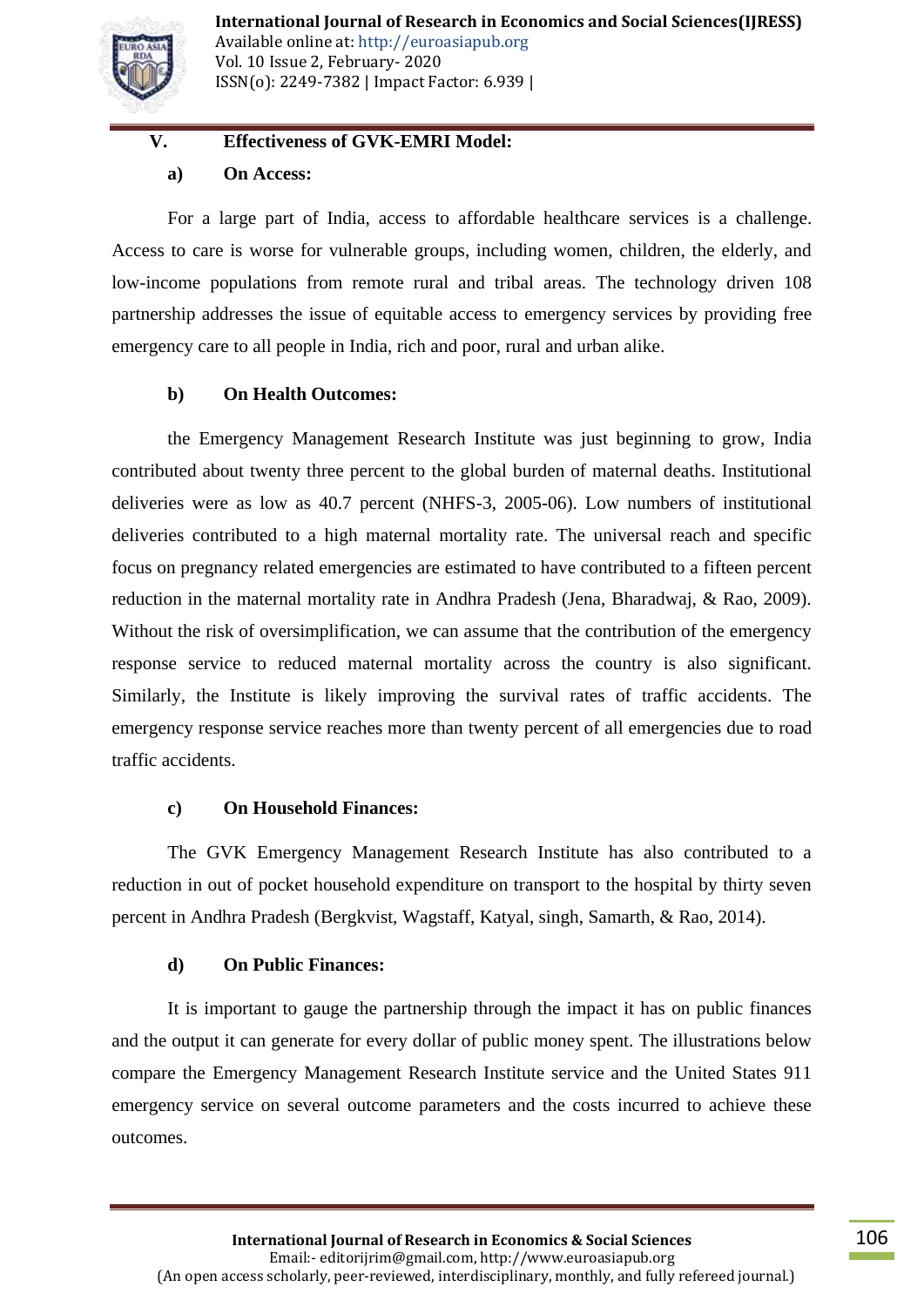## V. Effectiveness of GVK-EMRI Model:

### a) On Access:

For a large part of India, access to affordable healthcare services is a challenge. Access to care is worse for vulnerable groups, including women, children, the elderly, and low-income populations from remote rural and tribal areas. The technology driven 108 partnership addresses the issue of equitable access to emergency services by providing free emergency care to all people in India, rich and poor, rural and urban alike.

### b) On Health Outcomes:

the Emergency Management Research Institute was just beginning to grow, India contributed about twenty three percent to the global burden of maternal deaths. Institutional deliveries were as low as 40.7 percent (NHFS-3, 2005-06). Low numbers of institutional deliveries contributed to a high maternal mortality rate. The universal reach and specific focus on pregnancy related emergencies are estimated to have contributed to a fifteen percent reduction in the maternal mortality rate in Andhra Pradesh (Jena, Bharadwaj, & Rao, 2009). Without the risk of oversimplification, we can assume that the contribution of the emergency response service to reduced maternal mortality across the country is also significant. Similarly, the Institute is likely improving the survival rates of traffic accidents. The emergency response service reaches more than twenty percent of all emergencies due to road traffic accidents.

### c) On Household Finances:

The GVK Emergency Management Research Institute has also contributed to a reduction in out of pocket household expenditure on transport to the hospital by thirty seven percent in Andhra Pradesh (Bergkvist, Wagstaff, Katyal, singh, Samarth, & Rao, 2014).

### d) On Public Finances:

It is important to gauge the partnership through the impact it has on public finances and the output it can generate for every dollar of public money spent. The illustrations below compare the Emergency Management Research Institute service and the United States 911 emergency service on several outcome parameters and the costs incurred to achieve these outcomes.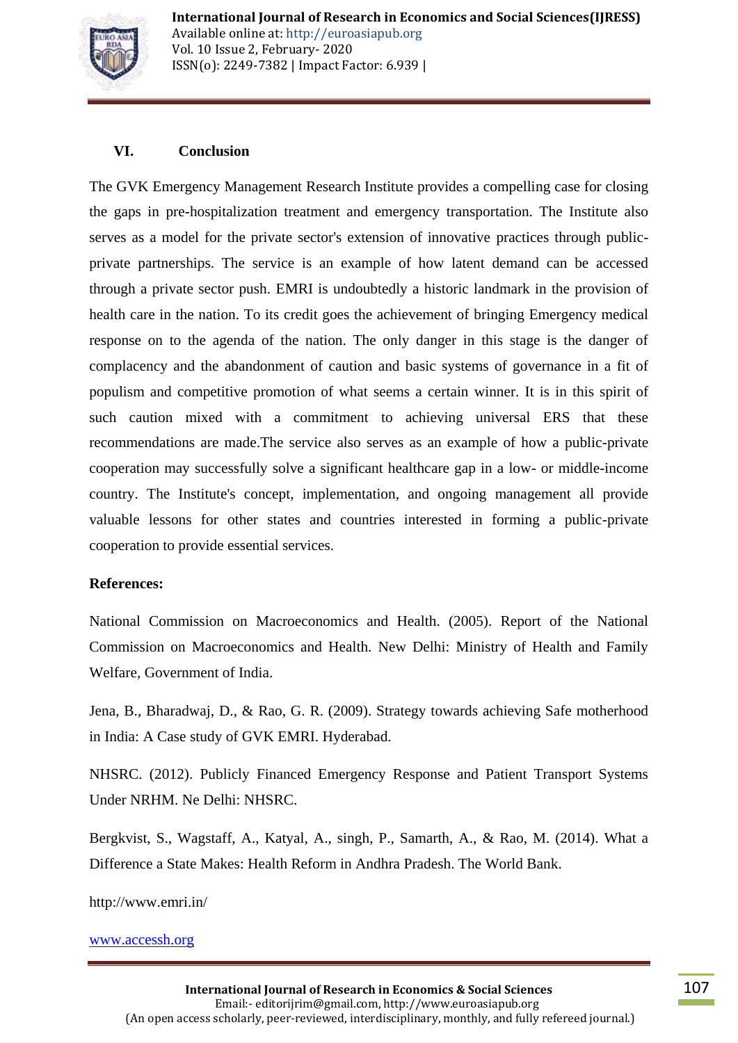## VI. Conclusion

The GVK Emergency Management Research Institute provides a compelling case for closing the gaps in pre-hospitalization treatment and emergency transportation. The Institute also serves as a model for the private sector's extension of innovative practices through public-private partnerships. The service is an example of how latent demand can be accessed through a private sector push. EMRI is undoubtedly a historic landmark in the provision of health care in the nation. To its credit goes the achievement of bringing Emergency medical response on to the agenda of the nation. The only danger in this stage is the danger of complacency and the abandonment of caution and basic systems of governance in a fit of populism and competitive promotion of what seems a certain winner. It is in this spirit of such caution mixed with a commitment to achieving universal ERS that these recommendations are made.The service also serves as an example of how a public-private cooperation may successfully solve a significant healthcare gap in a low- or middle-income country. The Institute's concept, implementation, and ongoing management all provide valuable lessons for other states and countries interested in forming a public-private cooperation to provide essential services.

**References:**

National Commission on Macroeconomics and Health. (2005). Report of the National Commission on Macroeconomics and Health. New Delhi: Ministry of Health and Family Welfare, Government of India.

Jena, B., Bharadwaj, D., & Rao, G. R. (2009). Strategy towards achieving Safe motherhood in India: A Case study of GVK EMRI. Hyderabad.

NHSRC. (2012). Publicly Financed Emergency Response and Patient Transport Systems Under NRHM. Ne Delhi: NHSRC.

Bergkvist, S., Wagstaff, A., Katyal, A., singh, P., Samarth, A., & Rao, M. (2014). What a Difference a State Makes: Health Reform in Andhra Pradesh. The World Bank.

http://www.emri.in/

www.accessh.org